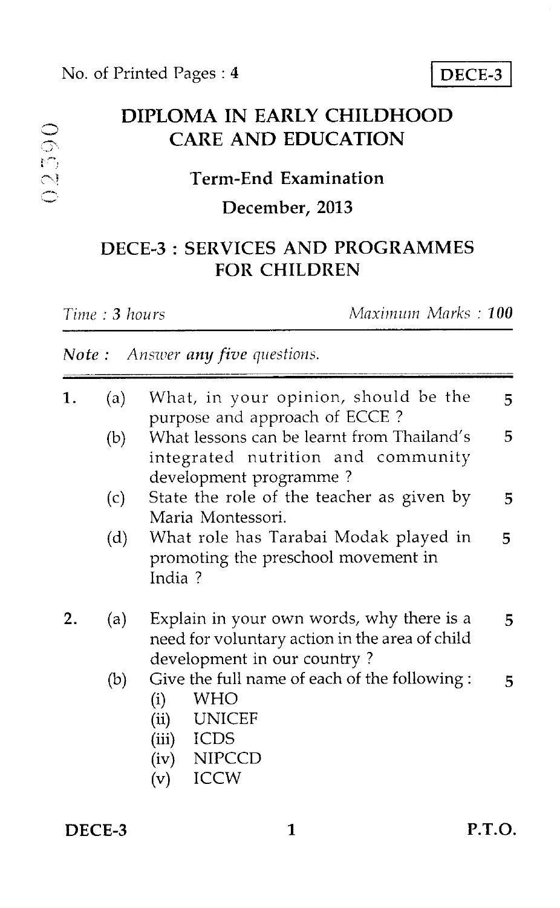No. of Printed Pages : 4

**DECE-3**

# DIPLOMA IN EARLY CHILDHOOD CARE AND EDUCATION

## Term-End Examination

## December, 2013

## DECE-3 : SERVICES AND PROGRAMMES FOR CHILDREN

*Time : 3 hours* *Maximum Marks : **100***

***Note :*** *Answer any five questions.*

1. (a) What, in your opinion, should be the purpose and approach of ECCE ? 5

   (b) What lessons can be learnt from Thailand's integrated nutrition and community development programme ? 5

   (c) State the role of the teacher as given by Maria Montessori. 5

   (d) What role has Tarabai Modak played in promoting the preschool movement in India ? 5

2. (a) Explain in your own words, why there is a need for voluntary action in the area of child development in our country ? 5

   (b) Give the full name of each of the following : 5
      - (i) WHO
      - (ii) UNICEF
      - (iii) ICDS
      - (iv) NIPCCD
      - (v) ICCW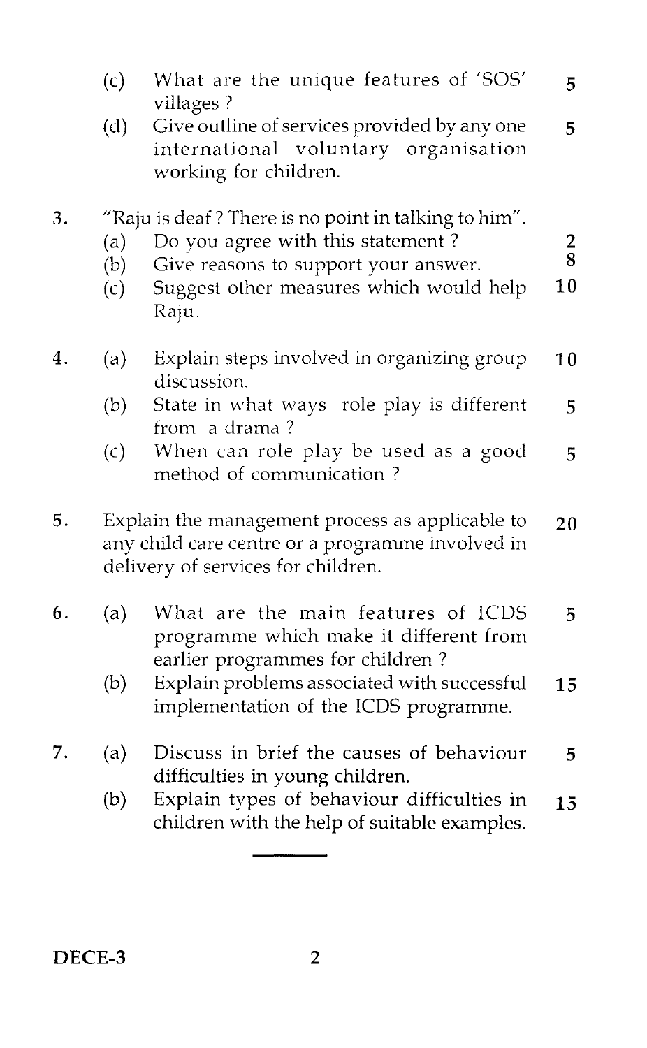(c) What are the unique features of 'SOS' villages ? 5

(d) Give outline of services provided by any one international voluntary organisation working for children. 5

3. "Raju is deaf ? There is no point in talking to him".

   (a) Do you agree with this statement ? 2

   (b) Give reasons to support your answer. 8

   (c) Suggest other measures which would help Raju. 10

4. (a) Explain steps involved in organizing group discussion. 10

   (b) State in what ways role play is different from a drama ? 5

   (c) When can role play be used as a good method of communication ? 5

5. Explain the management process as applicable to any child care centre or a programme involved in delivery of services for children. 20

6. (a) What are the main features of ICDS programme which make it different from earlier programmes for children ? 5

   (b) Explain problems associated with successful implementation of the ICDS programme. 15

7. (a) Discuss in brief the causes of behaviour difficulties in young children. 5

   (b) Explain types of behaviour difficulties in children with the help of suitable examples. 15

---

DECE-3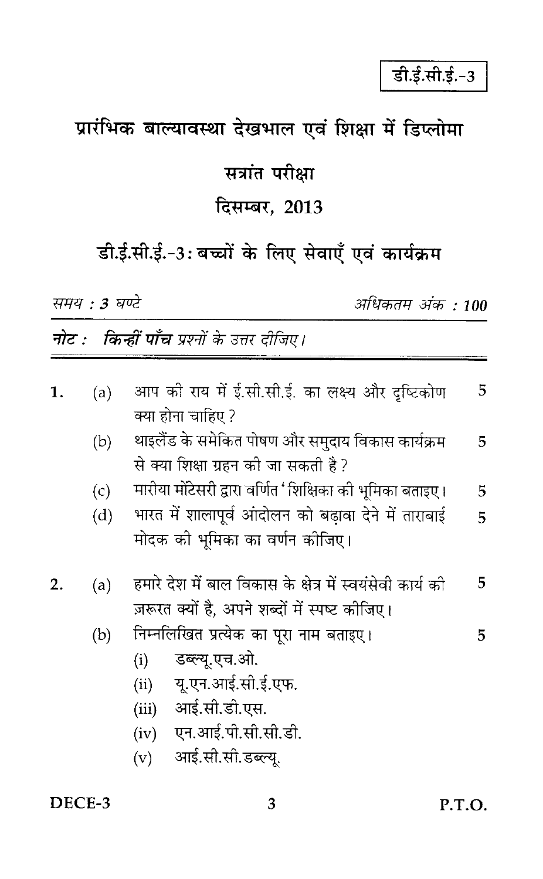डी.ई.सी.ई.-3

# प्रारंभिक बाल्यावस्था देखभाल एवं शिक्षा में डिप्लोमा

## सत्रांत परीक्षा

## दिसम्बर, 2013

## डी.ई.सी.ई.-3 : बच्चों के लिए सेवाएँ एवं कार्यक्रम

*समय : 3 घण्टे* *अधिकतम अंक : 100*

***नोट :*** ***किन्हीं पाँच*** *प्रश्नों के उत्तर दीजिए।*

---

1. (a) आप की राय में ई.सी.सी.ई. का लक्ष्य और दृष्टिकोण क्या होना चाहिए ? 5

   (b) थाइलैंड के समेकित पोषण और समुदाय विकास कार्यक्रम से क्या शिक्षा ग्रहन की जा सकती है ? 5

   (c) मारीया मोंटेसरी द्वारा वर्णित 'शिक्षिका की भूमिका बताइए। 5

   (d) भारत में शालापूर्व आंदोलन को बढ़ावा देने में ताराबाई मोदक की भूमिका का वर्णन कीजिए। 5

2. (a) हमारे देश में बाल विकास के क्षेत्र में स्वयंसेवी कार्य की ज़रूरत क्यों है, अपने शब्दों में स्पष्ट कीजिए। 5

   (b) निम्नलिखित प्रत्येक का पूरा नाम बताइए। 5

   (i) डब्ल्यू.एच.ओ.

   (ii) यू.एन.आई.सी.ई.एफ.

   (iii) आई.सी.डी.एस.

   (iv) एन.आई.पी.सी.सी.डी.

   (v) आई.सी.सी.डब्ल्यू.

DECE-3 P.T.O.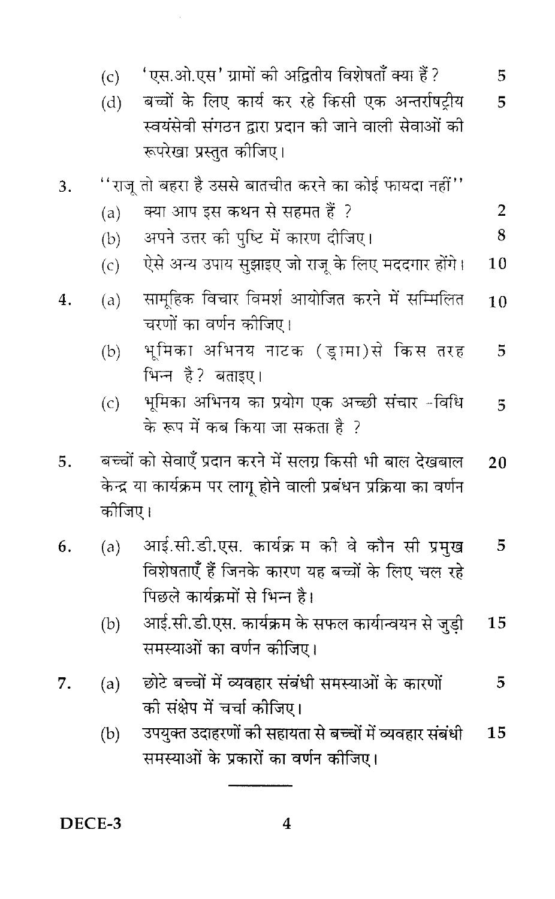(c) 'एस.ओ.एस' ग्रामों की अद्वितीय विशेषताएँ क्या हैं? 5

(d) बच्चों के लिए कार्य कर रहे किसी एक अन्तर्राष्ट्रीय स्वयंसेवी संगठन द्वारा प्रदान की जाने वाली सेवाओं की रूपरेखा प्रस्तुत कीजिए। 5

3. "राजू तो बहरा है उससे बातचीत करने का कोई फायदा नहीं"

(a) क्या आप इस कथन से सहमत हैं ? 2

(b) अपने उत्तर की पुष्टि में कारण दीजिए। 8

(c) ऐसे अन्य उपाय सुझाइए जो राजू के लिए मददगार होंगे। 10

4. (a) सामूहिक विचार विमर्श आयोजित करने में सम्मिलित चरणों का वर्णन कीजिए। 10

(b) भूमिका अभिनय नाटक (ड्रामा)से किस तरह भिन्न है? बताइए। 5

(c) भूमिका अभिनय का प्रयोग एक अच्छी संचार -विधि के रूप में कब किया जा सकता है ? 5

5. बच्चों को सेवाएँ प्रदान करने में सलग्न किसी भी बाल देखबाल केन्द्र या कार्यक्रम पर लागू होने वाली प्रबंधन प्रक्रिया का वर्णन कीजिए। 20

6. (a) आई.सी.डी.एस. कार्यक्रम की वे कौन सी प्रमुख विशेषताएँ हैं जिनके कारण यह बच्चों के लिए चल रहे पिछले कार्यक्रमों से भिन्न है। 5

(b) आई.सी.डी.एस. कार्यक्रम के सफल कार्यान्वयन से जुड़ी समस्याओं का वर्णन कीजिए। 15

7. (a) छोटे बच्चों में व्यवहार संबंधी समस्याओं के कारणों की संक्षेप में चर्चा कीजिए। 5

(b) उपयुक्त उदाहरणों की सहायता से बच्चों में व्यवहार संबंधी समस्याओं के प्रकारों का वर्णन कीजिए। 15